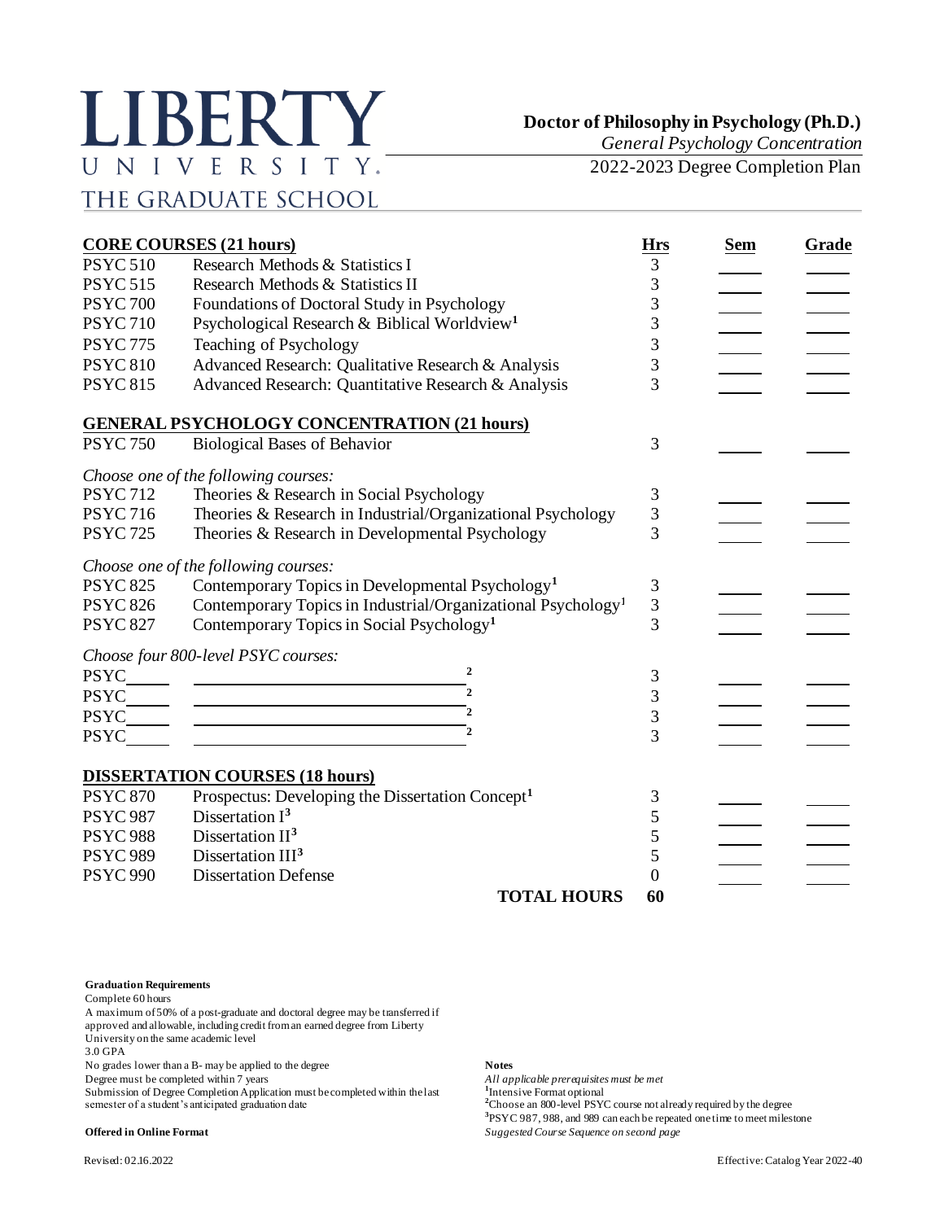# LIBERTY UNIVERSITY
## THE GRADUATE SCHOOL

**Doctor of Philosophy in Psychology (Ph.D.)**
*General Psychology Concentration*
2022-2023 Degree Completion Plan

| **CORE COURSES (21 hours)** | | **Hrs** | **Sem** | **Grade** |
|---|---|---|---|---|
| PSYC 510 | Research Methods & Statistics I | 3 | | |
| PSYC 515 | Research Methods & Statistics II | 3 | | |
| PSYC 700 | Foundations of Doctoral Study in Psychology | 3 | | |
| PSYC 710 | Psychological Research & Biblical Worldview[1] | 3 | | |
| PSYC 775 | Teaching of Psychology | 3 | | |
| PSYC 810 | Advanced Research: Qualitative Research & Analysis | 3 | | |
| PSYC 815 | Advanced Research: Quantitative Research & Analysis | 3 | | |
| **GENERAL PSYCHOLOGY CONCENTRATION (21 hours)** | | | | |
| PSYC 750 | Biological Bases of Behavior | 3 | | |
| *Choose one of the following courses:* | | | | |
| PSYC 712 | Theories & Research in Social Psychology | 3 | | |
| PSYC 716 | Theories & Research in Industrial/Organizational Psychology | 3 | | |
| PSYC 725 | Theories & Research in Developmental Psychology | 3 | | |
| *Choose one of the following courses:* | | | | |
| PSYC 825 | Contemporary Topics in Developmental Psychology[1] | 3 | | |
| PSYC 826 | Contemporary Topics in Industrial/Organizational Psychology[1] | 3 | | |
| PSYC 827 | Contemporary Topics in Social Psychology[1] | 3 | | |
| *Choose four 800-level PSYC courses:* | | | | |
| PSYC____ | ____________[2] | 3 | | |
| PSYC____ | ____________[2] | 3 | | |
| PSYC____ | ____________[2] | 3 | | |
| PSYC____ | ____________[2] | 3 | | |
| **DISSERTATION COURSES (18 hours)** | | | | |
| PSYC 870 | Prospectus: Developing the Dissertation Concept[1] | 3 | | |
| PSYC 987 | Dissertation I[3] | 5 | | |
| PSYC 988 | Dissertation II[3] | 5 | | |
| PSYC 989 | Dissertation III[3] | 5 | | |
| PSYC 990 | Dissertation Defense | 0 | | |
| | **TOTAL HOURS** | **60** | | |

**Graduation Requirements**
Complete 60 hours
A maximum of 50% of a post-graduate and doctoral degree may be transferred if approved and allowable, including credit from an earned degree from Liberty University on the same academic level
3.0 GPA
No grades lower than a B- may be applied to the degree
Degree must be completed within 7 years
Submission of Degree Completion Application must be completed within the last semester of a student's anticipated graduation date

**Offered in Online Format**

**Notes**
*All applicable prerequisites must be met*
[1]Intensive Format optional
[2]Choose an 800-level PSYC course not already required by the degree
[3]PSYC 987, 988, and 989 can each be repeated one time to meet milestone
*Suggested Course Sequence on second page*

Revised: 02.16.2022

Effective: Catalog Year 2022-40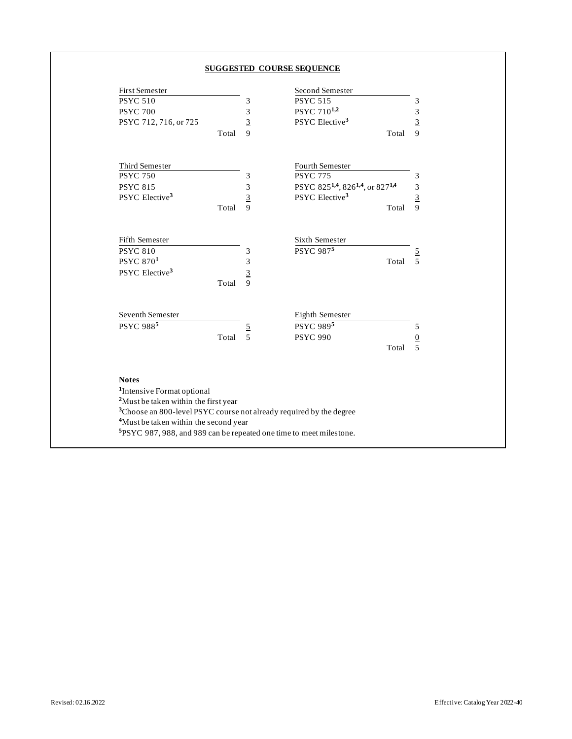## SUGGESTED COURSE SEQUENCE

| First Semester | | Second Semester | |
|---|---|---|---|
| PSYC 510 | 3 | PSYC 515 | 3 |
| PSYC 700 | 3 | PSYC 710[1,2] | 3 |
| PSYC 712, 716, or 725 | 3 | PSYC Elective[3] | 3 |
| Total | 9 | Total | 9 |

| Third Semester | | Fourth Semester | |
|---|---|---|---|
| PSYC 750 | 3 | PSYC 775 | 3 |
| PSYC 815 | 3 | PSYC 825[1,4], 826[1,4], or 827[1,4] | 3 |
| PSYC Elective[3] | 3 | PSYC Elective[3] | 3 |
| Total | 9 | Total | 9 |

| Fifth Semester | | Sixth Semester | |
|---|---|---|---|
| PSYC 810 | 3 | PSYC 987[5] | 5 |
| PSYC 870[1] | 3 | Total | 5 |
| PSYC Elective[3] | 3 | | |
| Total | 9 | | |

| Seventh Semester | | Eighth Semester | |
|---|---|---|---|
| PSYC 988[5] | 5 | PSYC 989[5] | 5 |
| Total | 5 | PSYC 990 | 0 |
| | | Total | 5 |

**Notes**

[1]Intensive Format optional

[2]Must be taken within the first year

[3]Choose an 800-level PSYC course not already required by the degree

[4]Must be taken within the second year

[5]PSYC 987, 988, and 989 can be repeated one time to meet milestone.